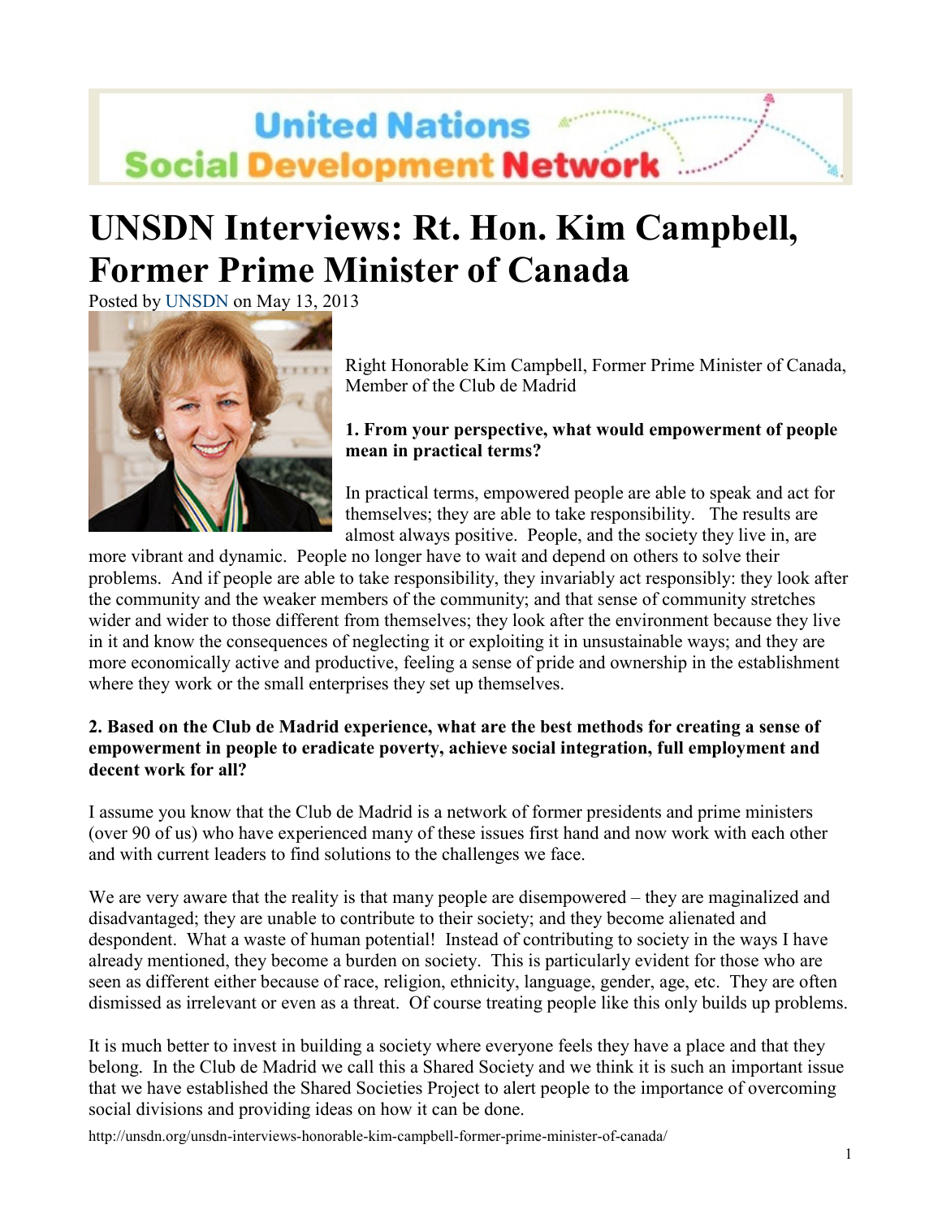United Nations Social Development Network

# UNSDN Interviews: Rt. Hon. Kim Campbell, Former Prime Minister of Canada

Posted by UNSDN on May 13, 2013

Right Honorable Kim Campbell, Former Prime Minister of Canada, Member of the Club de Madrid

**1. From your perspective, what would empowerment of people mean in practical terms?**

In practical terms, empowered people are able to speak and act for themselves; they are able to take responsibility. The results are almost always positive. People, and the society they live in, are more vibrant and dynamic. People no longer have to wait and depend on others to solve their problems. And if people are able to take responsibility, they invariably act responsibly: they look after the community and the weaker members of the community; and that sense of community stretches wider and wider to those different from themselves; they look after the environment because they live in it and know the consequences of neglecting it or exploiting it in unsustainable ways; and they are more economically active and productive, feeling a sense of pride and ownership in the establishment where they work or the small enterprises they set up themselves.

**2. Based on the Club de Madrid experience, what are the best methods for creating a sense of empowerment in people to eradicate poverty, achieve social integration, full employment and decent work for all?**

I assume you know that the Club de Madrid is a network of former presidents and prime ministers (over 90 of us) who have experienced many of these issues first hand and now work with each other and with current leaders to find solutions to the challenges we face.

We are very aware that the reality is that many people are disempowered – they are maginalized and disadvantaged; they are unable to contribute to their society; and they become alienated and despondent. What a waste of human potential! Instead of contributing to society in the ways I have already mentioned, they become a burden on society. This is particularly evident for those who are seen as different either because of race, religion, ethnicity, language, gender, age, etc. They are often dismissed as irrelevant or even as a threat. Of course treating people like this only builds up problems.

It is much better to invest in building a society where everyone feels they have a place and that they belong. In the Club de Madrid we call this a Shared Society and we think it is such an important issue that we have established the Shared Societies Project to alert people to the importance of overcoming social divisions and providing ideas on how it can be done.

http://unsdn.org/unsdn-interviews-honorable-kim-campbell-former-prime-minister-of-canada/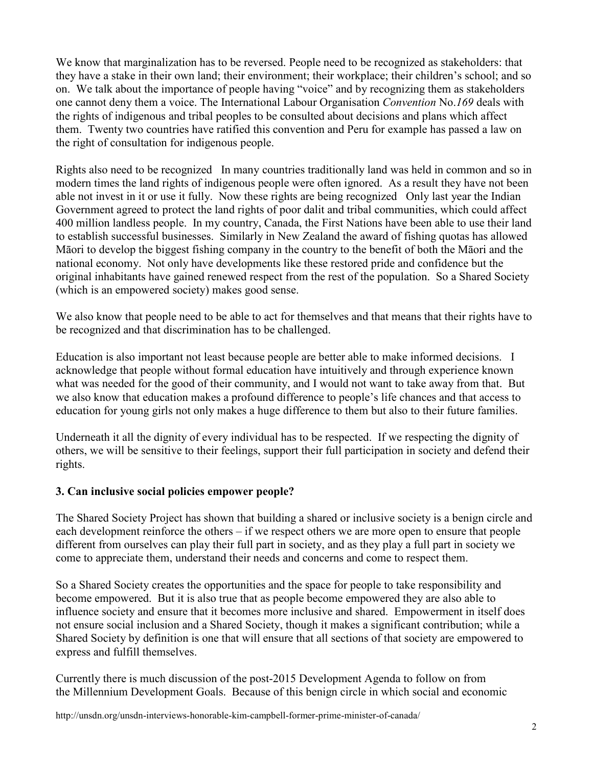We know that marginalization has to be reversed. People need to be recognized as stakeholders: that they have a stake in their own land; their environment; their workplace; their children's school; and so on. We talk about the importance of people having "voice" and by recognizing them as stakeholders one cannot deny them a voice. The International Labour Organisation *Convention* No.*169* deals with the rights of indigenous and tribal peoples to be consulted about decisions and plans which affect them. Twenty two countries have ratified this convention and Peru for example has passed a law on the right of consultation for indigenous people.

Rights also need to be recognized In many countries traditionally land was held in common and so in modern times the land rights of indigenous people were often ignored. As a result they have not been able not invest in it or use it fully. Now these rights are being recognized Only last year the Indian Government agreed to protect the land rights of poor dalit and tribal communities, which could affect 400 million landless people. In my country, Canada, the First Nations have been able to use their land to establish successful businesses. Similarly in New Zealand the award of fishing quotas has allowed Māori to develop the biggest fishing company in the country to the benefit of both the Māori and the national economy. Not only have developments like these restored pride and confidence but the original inhabitants have gained renewed respect from the rest of the population. So a Shared Society (which is an empowered society) makes good sense.

We also know that people need to be able to act for themselves and that means that their rights have to be recognized and that discrimination has to be challenged.

Education is also important not least because people are better able to make informed decisions. I acknowledge that people without formal education have intuitively and through experience known what was needed for the good of their community, and I would not want to take away from that. But we also know that education makes a profound difference to people's life chances and that access to education for young girls not only makes a huge difference to them but also to their future families.

Underneath it all the dignity of every individual has to be respected. If we respecting the dignity of others, we will be sensitive to their feelings, support their full participation in society and defend their rights.

### 3. Can inclusive social policies empower people?

The Shared Society Project has shown that building a shared or inclusive society is a benign circle and each development reinforce the others – if we respect others we are more open to ensure that people different from ourselves can play their full part in society, and as they play a full part in society we come to appreciate them, understand their needs and concerns and come to respect them.

So a Shared Society creates the opportunities and the space for people to take responsibility and become empowered. But it is also true that as people become empowered they are also able to influence society and ensure that it becomes more inclusive and shared. Empowerment in itself does not ensure social inclusion and a Shared Society, though it makes a significant contribution; while a Shared Society by definition is one that will ensure that all sections of that society are empowered to express and fulfill themselves.

Currently there is much discussion of the post-2015 Development Agenda to follow on from the Millennium Development Goals. Because of this benign circle in which social and economic

http://unsdn.org/unsdn-interviews-honorable-kim-campbell-former-prime-minister-of-canada/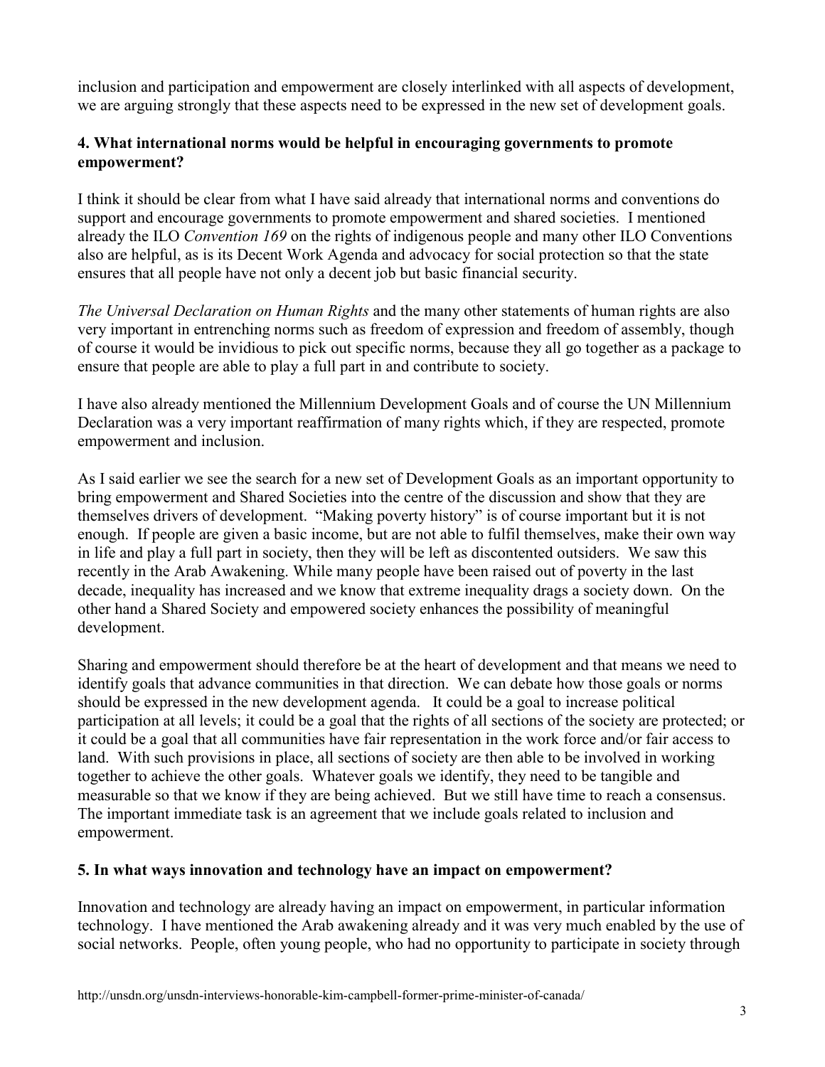inclusion and participation and empowerment are closely interlinked with all aspects of development, we are arguing strongly that these aspects need to be expressed in the new set of development goals.

**4. What international norms would be helpful in encouraging governments to promote empowerment?**

I think it should be clear from what I have said already that international norms and conventions do support and encourage governments to promote empowerment and shared societies. I mentioned already the ILO *Convention 169* on the rights of indigenous people and many other ILO Conventions also are helpful, as is its Decent Work Agenda and advocacy for social protection so that the state ensures that all people have not only a decent job but basic financial security.

*The Universal Declaration on Human Rights* and the many other statements of human rights are also very important in entrenching norms such as freedom of expression and freedom of assembly, though of course it would be invidious to pick out specific norms, because they all go together as a package to ensure that people are able to play a full part in and contribute to society.

I have also already mentioned the Millennium Development Goals and of course the UN Millennium Declaration was a very important reaffirmation of many rights which, if they are respected, promote empowerment and inclusion.

As I said earlier we see the search for a new set of Development Goals as an important opportunity to bring empowerment and Shared Societies into the centre of the discussion and show that they are themselves drivers of development. "Making poverty history" is of course important but it is not enough. If people are given a basic income, but are not able to fulfil themselves, make their own way in life and play a full part in society, then they will be left as discontented outsiders. We saw this recently in the Arab Awakening. While many people have been raised out of poverty in the last decade, inequality has increased and we know that extreme inequality drags a society down. On the other hand a Shared Society and empowered society enhances the possibility of meaningful development.

Sharing and empowerment should therefore be at the heart of development and that means we need to identify goals that advance communities in that direction. We can debate how those goals or norms should be expressed in the new development agenda. It could be a goal to increase political participation at all levels; it could be a goal that the rights of all sections of the society are protected; or it could be a goal that all communities have fair representation in the work force and/or fair access to land. With such provisions in place, all sections of society are then able to be involved in working together to achieve the other goals. Whatever goals we identify, they need to be tangible and measurable so that we know if they are being achieved. But we still have time to reach a consensus. The important immediate task is an agreement that we include goals related to inclusion and empowerment.

**5. In what ways innovation and technology have an impact on empowerment?**

Innovation and technology are already having an impact on empowerment, in particular information technology. I have mentioned the Arab awakening already and it was very much enabled by the use of social networks. People, often young people, who had no opportunity to participate in society through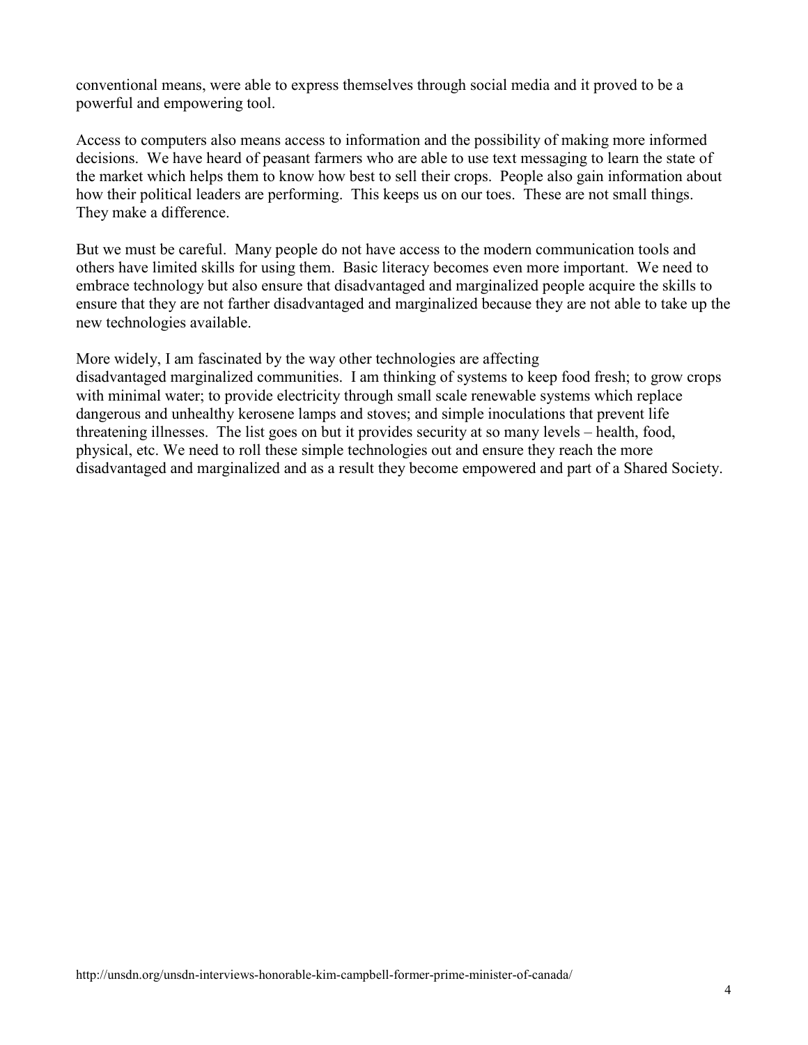conventional means, were able to express themselves through social media and it proved to be a powerful and empowering tool.

Access to computers also means access to information and the possibility of making more informed decisions. We have heard of peasant farmers who are able to use text messaging to learn the state of the market which helps them to know how best to sell their crops. People also gain information about how their political leaders are performing. This keeps us on our toes. These are not small things. They make a difference.

But we must be careful. Many people do not have access to the modern communication tools and others have limited skills for using them. Basic literacy becomes even more important. We need to embrace technology but also ensure that disadvantaged and marginalized people acquire the skills to ensure that they are not farther disadvantaged and marginalized because they are not able to take up the new technologies available.

More widely, I am fascinated by the way other technologies are affecting disadvantaged marginalized communities. I am thinking of systems to keep food fresh; to grow crops with minimal water; to provide electricity through small scale renewable systems which replace dangerous and unhealthy kerosene lamps and stoves; and simple inoculations that prevent life threatening illnesses. The list goes on but it provides security at so many levels – health, food, physical, etc. We need to roll these simple technologies out and ensure they reach the more disadvantaged and marginalized and as a result they become empowered and part of a Shared Society.